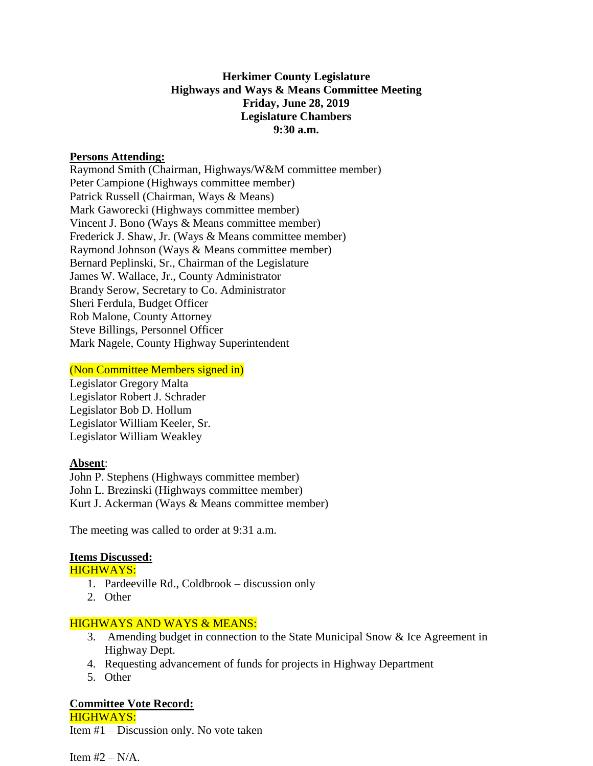**Herkimer County Legislature**
**Highways and Ways & Means Committee Meeting**
**Friday, June 28, 2019**
**Legislature Chambers**
**9:30 a.m.**

**Persons Attending:**

Raymond Smith (Chairman, Highways/W&M committee member)
Peter Campione (Highways committee member)
Patrick Russell (Chairman, Ways & Means)
Mark Gaworecki (Highways committee member)
Vincent J. Bono (Ways & Means committee member)
Frederick J. Shaw, Jr. (Ways & Means committee member)
Raymond Johnson (Ways & Means committee member)
Bernard Peplinski, Sr., Chairman of the Legislature
James W. Wallace, Jr., County Administrator
Brandy Serow, Secretary to Co. Administrator
Sheri Ferdula, Budget Officer
Rob Malone, County Attorney
Steve Billings, Personnel Officer
Mark Nagele, County Highway Superintendent

(Non Committee Members signed in)

Legislator Gregory Malta
Legislator Robert J. Schrader
Legislator Bob D. Hollum
Legislator William Keeler, Sr.
Legislator William Weakley

**Absent**:

John P. Stephens (Highways committee member)
John L. Brezinski (Highways committee member)
Kurt J. Ackerman (Ways & Means committee member)

The meeting was called to order at 9:31 a.m.

**Items Discussed:**

HIGHWAYS:

1. Pardeeville Rd., Coldbrook – discussion only
2. Other

HIGHWAYS AND WAYS & MEANS:

3. Amending budget in connection to the State Municipal Snow & Ice Agreement in Highway Dept.
4. Requesting advancement of funds for projects in Highway Department
5. Other

**Committee Vote Record:**

HIGHWAYS:

Item #1 – Discussion only. No vote taken

Item #2 – N/A.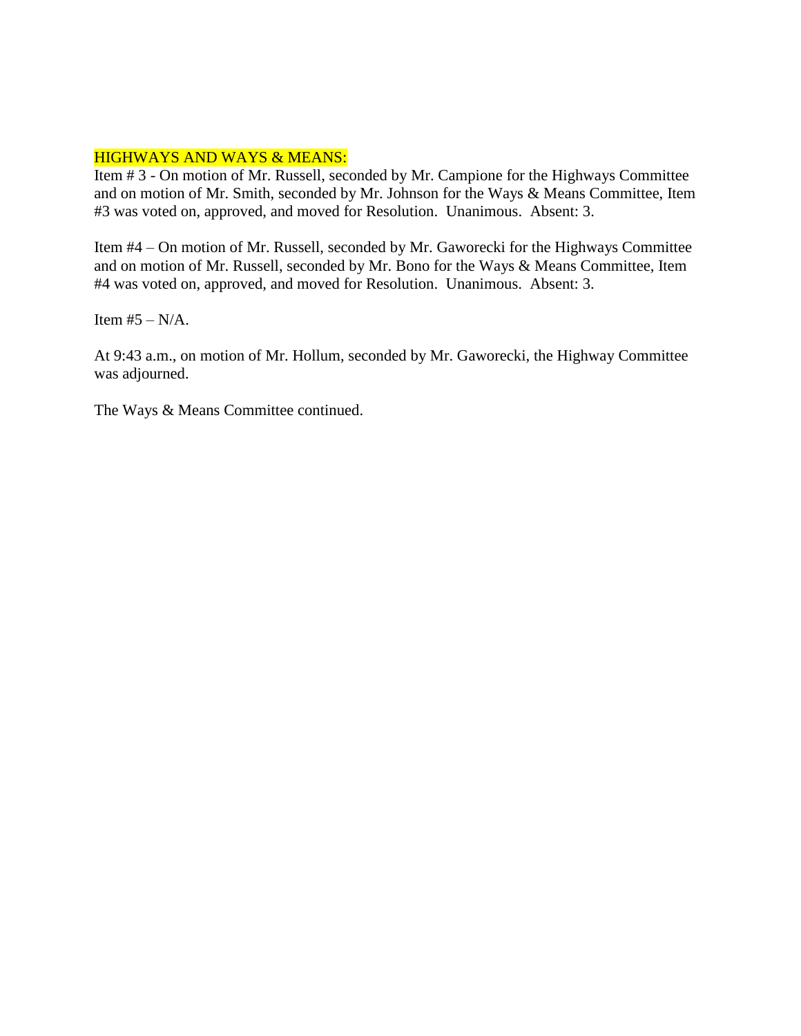HIGHWAYS AND WAYS & MEANS:

Item # 3 - On motion of Mr. Russell, seconded by Mr. Campione for the Highways Committee and on motion of Mr. Smith, seconded by Mr. Johnson for the Ways & Means Committee, Item #3 was voted on, approved, and moved for Resolution. Unanimous. Absent: 3.

Item #4 – On motion of Mr. Russell, seconded by Mr. Gaworecki for the Highways Committee and on motion of Mr. Russell, seconded by Mr. Bono for the Ways & Means Committee, Item #4 was voted on, approved, and moved for Resolution. Unanimous. Absent: 3.

Item #5 – N/A.

At 9:43 a.m., on motion of Mr. Hollum, seconded by Mr. Gaworecki, the Highway Committee was adjourned.

The Ways & Means Committee continued.